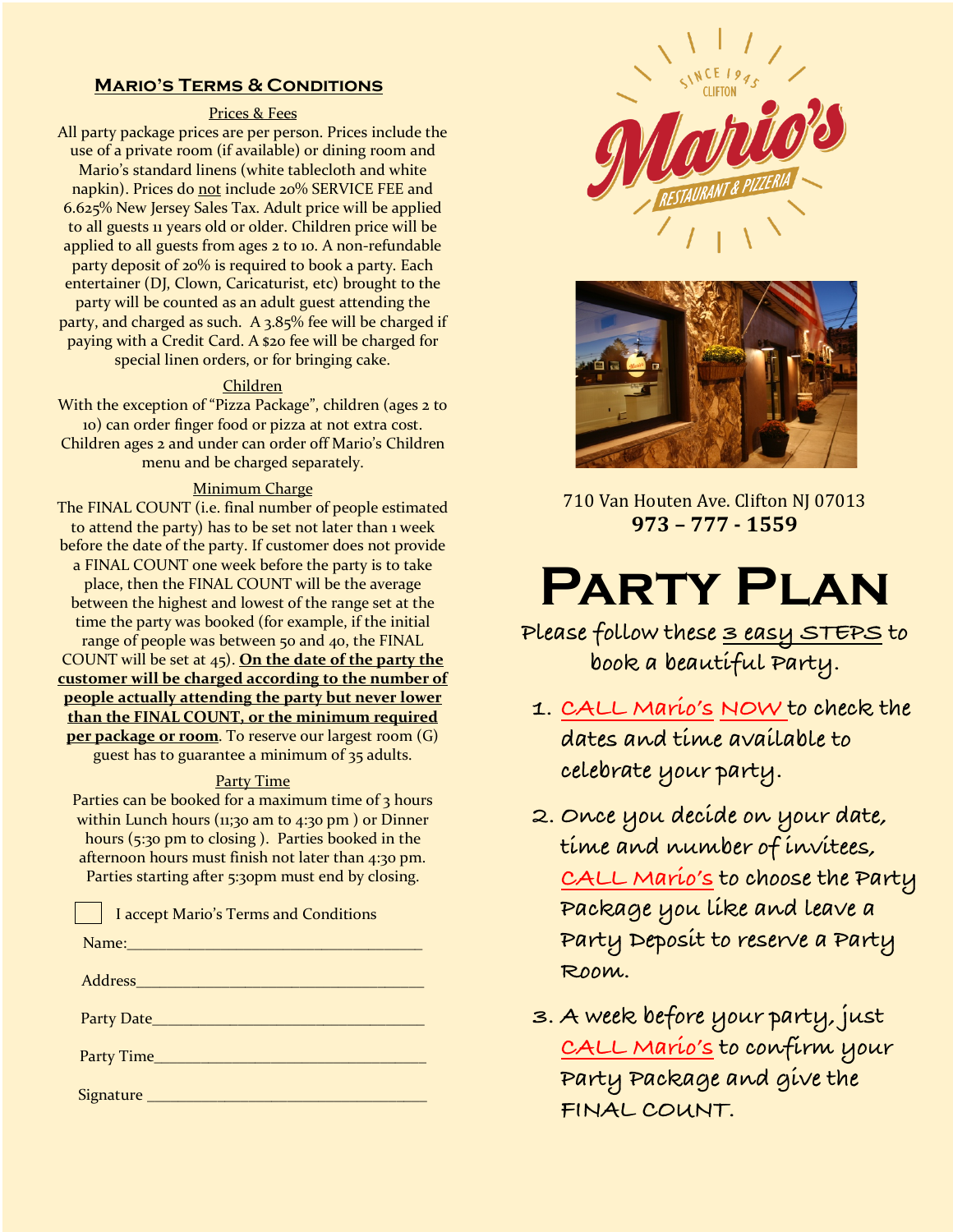## Mario's Terms & Conditions

Prices & Fees

All party package prices are per person. Prices include the use of a private room (if available) or dining room and Mario's standard linens (white tablecloth and white napkin). Prices do not include 20% SERVICE FEE and 6.625% New Jersey Sales Tax. Adult price will be applied to all guests 11 years old or older. Children price will be applied to all guests from ages 2 to 10. A non-refundable party deposit of 20% is required to book a party. Each entertainer (DJ, Clown, Caricaturist, etc) brought to the party will be counted as an adult guest attending the party, and charged as such. A 3.85% fee will be charged if paying with a Credit Card. A $20 fee will be charged for special linen orders, or for bringing cake.

Children

With the exception of "Pizza Package", children (ages 2 to 10) can order finger food or pizza at not extra cost. Children ages 2 and under can order off Mario's Children menu and be charged separately.

Minimum Charge

The FINAL COUNT (i.e. final number of people estimated to attend the party) has to be set not later than 1 week before the date of the party. If customer does not provide a FINAL COUNT one week before the party is to take place, then the FINAL COUNT will be the average between the highest and lowest of the range set at the time the party was booked (for example, if the initial range of people was between 50 and 40, the FINAL COUNT will be set at 45). **On the date of the party the customer will be charged according to the number of people actually attending the party but never lower than the FINAL COUNT, or the minimum required per package or room**. To reserve our largest room (G) guest has to guarantee a minimum of 35 adults.

Party Time

Parties can be booked for a maximum time of 3 hours within Lunch hours (11;30 am to 4:30 pm ) or Dinner hours (5:30 pm to closing ). Parties booked in the afternoon hours must finish not later than 4:30 pm. Parties starting after 5:30pm must end by closing.

☐ I accept Mario's Terms and Conditions

Name:\_\_\_\_\_\_\_\_\_\_\_\_\_\_\_\_\_\_\_\_\_\_\_\_\_\_\_\_\_\_\_\_\_\_

Address\_\_\_\_\_\_\_\_\_\_\_\_\_\_\_\_\_\_\_\_\_\_\_\_\_\_\_\_\_\_\_\_\_\_

Party Date\_\_\_\_\_\_\_\_\_\_\_\_\_\_\_\_\_\_\_\_\_\_\_\_\_\_\_\_\_\_\_\_

Party Time\_\_\_\_\_\_\_\_\_\_\_\_\_\_\_\_\_\_\_\_\_\_\_\_\_\_\_\_\_\_\_\_

Signature \_\_\_\_\_\_\_\_\_\_\_\_\_\_\_\_\_\_\_\_\_\_\_\_\_\_\_\_\_\_\_\_

Since 1945 Clifton

Mario's Restaurant & Pizzeria

710 Van Houten Ave. Clifton NJ 07013

**973 – 777 - 1559**

# Party Plan

Please follow these 3 easy STEPS to book a beautiful Party.

1. CALL Mario's NOW to check the dates and time available to celebrate your party.
2. Once you decide on your date, time and number of invitees, CALL Mario's to choose the Party Package you like and leave a Party Deposit to reserve a Party Room.
3. A week before your party, just CALL Mario's to confirm your Party Package and give the FINAL COUNT.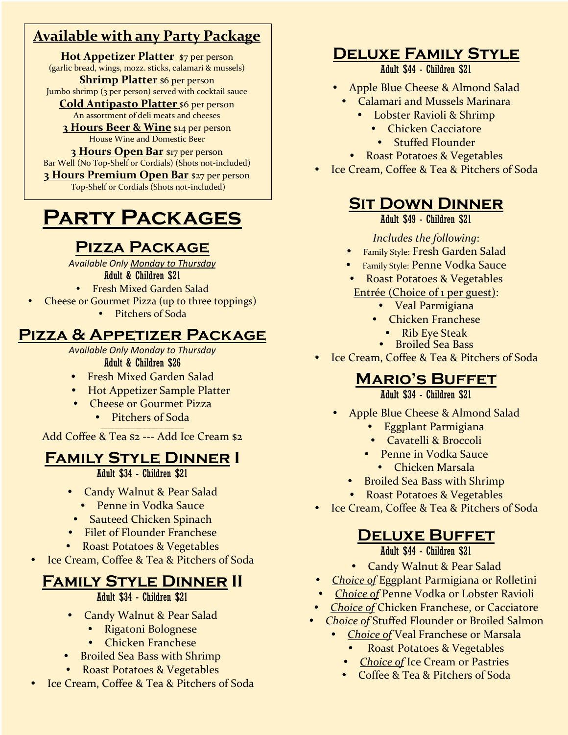## Available with any Party Package

**Hot Appetizer Platter** $7 per person
(garlic bread, wings, mozz. sticks, calamari & mussels)

**Shrimp Platter** $6 per person
Jumbo shrimp (3 per person) served with cocktail sauce

**Cold Antipasto Platter** $6 per person
An assortment of deli meats and cheeses

**3 Hours Beer & Wine** $14 per person
House Wine and Domestic Beer

**3 Hours Open Bar** $17 per person
Bar Well (No Top-Shelf or Cordials) (Shots not-included)

**3 Hours Premium Open Bar** $27 per person
Top-Shelf or Cordials (Shots not-included)

# Party Packages

## Pizza Package

*Available Only Monday to Thursday*

Adult & Children $21

- Fresh Mixed Garden Salad
- Cheese or Gourmet Pizza (up to three toppings)
- Pitchers of Soda

## Pizza & Appetizer Package

*Available Only Monday to Thursday*

Adult & Children $26

- Fresh Mixed Garden Salad
- Hot Appetizer Sample Platter
- Cheese or Gourmet Pizza
- Pitchers of Soda

Add Coffee & Tea $2 --- Add Ice Cream $2

## Family Style Dinner I

Adult $34 - Children $21

- Candy Walnut & Pear Salad
- Penne in Vodka Sauce
- Sauteed Chicken Spinach
- Filet of Flounder Franchese
- Roast Potatoes & Vegetables
- Ice Cream, Coffee & Tea & Pitchers of Soda

## Family Style Dinner II

Adult $34 - Children $21

- Candy Walnut & Pear Salad
- Rigatoni Bolognese
- Chicken Franchese
- Broiled Sea Bass with Shrimp
- Roast Potatoes & Vegetables
- Ice Cream, Coffee & Tea & Pitchers of Soda

## Deluxe Family Style

Adult $44 - Children $21

- Apple Blue Cheese & Almond Salad
- Calamari and Mussels Marinara
- Lobster Ravioli & Shrimp
- Chicken Cacciatore
- Stuffed Flounder
- Roast Potatoes & Vegetables
- Ice Cream, Coffee & Tea & Pitchers of Soda

## Sit Down Dinner

Adult $49 - Children $21

*Includes the following*:

- Family Style: Fresh Garden Salad
- Family Style: Penne Vodka Sauce
- Roast Potatoes & Vegetables

Entrée (Choice of 1 per guest):

- Veal Parmigiana
- Chicken Franchese
- Rib Eye Steak
- Broiled Sea Bass
- Ice Cream, Coffee & Tea & Pitchers of Soda

## Mario's Buffet

Adult $34 - Children $21

- Apple Blue Cheese & Almond Salad
- Eggplant Parmigiana
- Cavatelli & Broccoli
- Penne in Vodka Sauce
- Chicken Marsala
- Broiled Sea Bass with Shrimp
- Roast Potatoes & Vegetables
- Ice Cream, Coffee & Tea & Pitchers of Soda

## Deluxe Buffet

Adult $44 - Children $21

- Candy Walnut & Pear Salad
- *Choice of* Eggplant Parmigiana or Rolletini
- *Choice of* Penne Vodka or Lobster Ravioli
- *Choice of* Chicken Franchese, or Cacciatore
- *Choice of* Stuffed Flounder or Broiled Salmon
- *Choice of* Veal Franchese or Marsala
- Roast Potatoes & Vegetables
- *Choice of* Ice Cream or Pastries
- Coffee & Tea & Pitchers of Soda